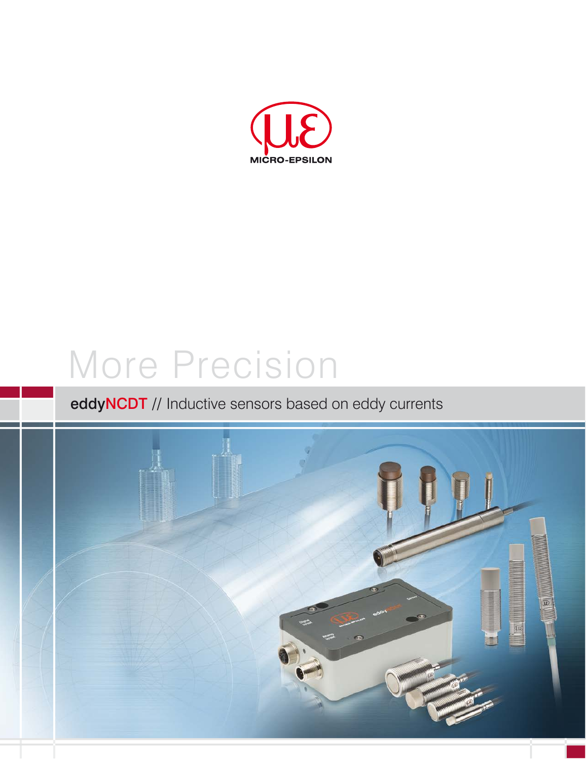MICRO-EPSILON

# More Precision

## eddyNCDT // Inductive sensors based on eddy currents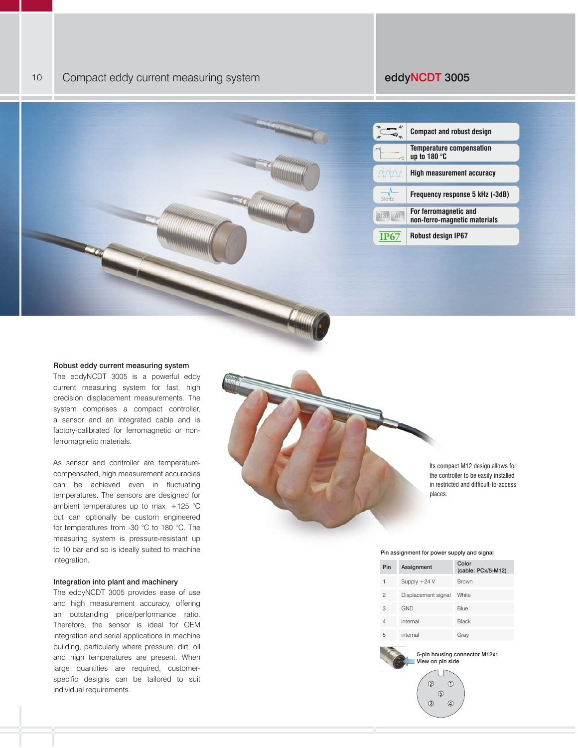# Compact eddy current measuring system

## eddyNCDT 3005

- Compact and robust design
- Temperature compensation up to 180 °C
- High measurement accuracy
- Frequency response 5 kHz (-3dB)
- For ferromagnetic and non-ferro-magnetic materials
- Robust design IP67

### Robust eddy current measuring system

The eddyNCDT 3005 is a powerful eddy current measuring system for fast, high precision displacement measurements. The system comprises a compact controller, a sensor and an integrated cable and is factory-calibrated for ferromagnetic or non-ferromagnetic materials.

As sensor and controller are temperature-compensated, high measurement accuracies can be achieved even in fluctuating temperatures. The sensors are designed for ambient temperatures up to max. +125 °C but can optionally be custom engineered for temperatures from -30 °C to 180 °C. The measuring system is pressure-resistant up to 10 bar and so is ideally suited to machine integration.

### Integration into plant and machinery

The eddyNCDT 3005 provides ease of use and high measurement accuracy, offering an outstanding price/performance ratio. Therefore, the sensor is ideal for OEM integration and serial applications in machine building, particularly where pressure, dirt, oil and high temperatures are present. When large quantities are required, customer-specific designs can be tailored to suit individual requirements.

Its compact M12 design allows for the controller to be easily installed in restricted and difficult-to-access places.

Pin assignment for power supply and signal

| Pin | Assignment | Color (cable: PCx/5-M12) |
|---|---|---|
| 1 | Supply +24 V | Brown |
| 2 | Displacement signal | White |
| 3 | GND | Blue |
| 4 | internal | Black |
| 5 | internal | Gray |

5-pin housing connector M12x1
View on pin side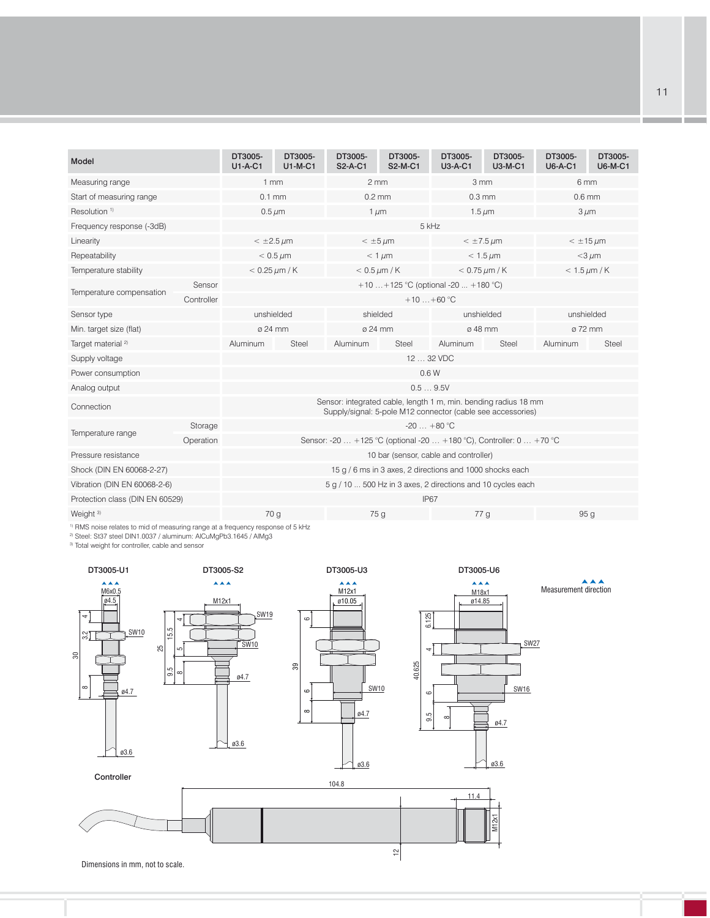| Model | | DT3005-U1-A-C1 | DT3005-U1-M-C1 | DT3005-S2-A-C1 | DT3005-S2-M-C1 | DT3005-U3-A-C1 | DT3005-U3-M-C1 | DT3005-U6-A-C1 | DT3005-U6-M-C1 |
|---|---|---|---|---|---|---|---|---|---|
| Measuring range | | 1 mm | | 2 mm | | 3 mm | | 6 mm | |
| Start of measuring range | | 0.1 mm | | 0.2 mm | | 0.3 mm | | 0.6 mm | |
| Resolution [1] | | 0.5 µm | | 1 µm | | 1.5 µm | | 3 µm | |
| Frequency response (-3dB) | | 5 kHz | | | | | | | |
| Linearity | | < ±2.5 µm | | < ±5 µm | | < ±7.5 µm | | < ±15 µm | |
| Repeatability | | < 0.5 µm | | < 1 µm | | < 1.5 µm | | <3 µm | |
| Temperature stability | | < 0.25 µm / K | | < 0.5 µm / K | | < 0.75 µm / K | | < 1.5 µm / K | |
| Temperature compensation | Sensor | +10 ... +125 °C (optional -20 ... +180 °C) | | | | | | | |
| | Controller | +10 ... +60 °C | | | | | | | |
| Sensor type | | unshielded | | shielded | | unshielded | | unshielded | |
| Min. target size (flat) | | ø 24 mm | | ø 24 mm | | ø 48 mm | | ø 72 mm | |
| Target material [2] | | Aluminum | Steel | Aluminum | Steel | Aluminum | Steel | Aluminum | Steel |
| Supply voltage | | 12 ... 32 VDC | | | | | | | |
| Power consumption | | 0.6 W | | | | | | | |
| Analog output | | 0.5 ... 9.5V | | | | | | | |
| Connection | | Sensor: integrated cable, length 1 m, min. bending radius 18 mm<br>Supply/signal: 5-pole M12 connector (cable see accessories) | | | | | | | |
| Temperature range | Storage | -20 ... +80 °C | | | | | | | |
| | Operation | Sensor: -20 ... +125 °C (optional -20 ... +180 °C), Controller: 0 ... +70 °C | | | | | | | |
| Pressure resistance | | 10 bar (sensor, cable and controller) | | | | | | | |
| Shock (DIN EN 60068-2-27) | | 15 g / 6 ms in 3 axes, 2 directions and 1000 shocks each | | | | | | | |
| Vibration (DIN EN 60068-2-6) | | 5 g / 10 ... 500 Hz in 3 axes, 2 directions and 10 cycles each | | | | | | | |
| Protection class (DIN EN 60529) | | IP67 | | | | | | | |
| Weight [3] | | 70 g | | 75 g | | 77 g | | 95 g | |

[1] RMS noise relates to mid of measuring range at a frequency response of 5 kHz
[2] Steel: St37 steel DIN1.0037 / aluminum: AlCuMgPb3.1645 / AlMg3
[3] Total weight for controller, cable and sensor

DT3005-U1 | DT3005-S2 | DT3005-U3 | DT3005-U6 | Measurement direction

Controller

Dimensions in mm, not to scale.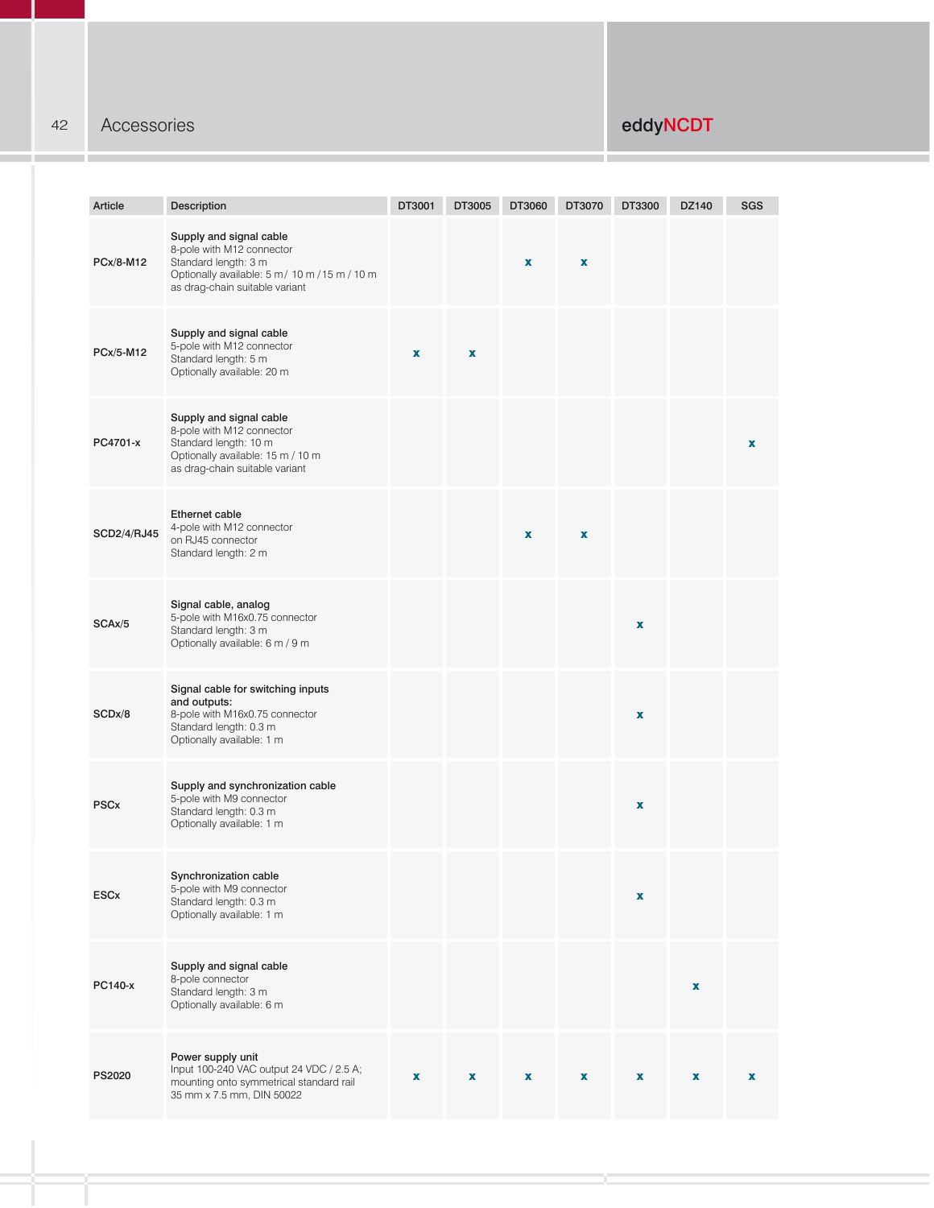# Accessories

| Article | Description | DT3001 | DT3005 | DT3060 | DT3070 | DT3300 | DZ140 | SGS |
|---|---|---|---|---|---|---|---|---|
| PCx/8-M12 | **Supply and signal cable**<br>8-pole with M12 connector<br>Standard length: 3 m<br>Optionally available: 5 m/ 10 m / 15 m / 10 m as drag-chain suitable variant | | | x | x | | | |
| PCx/5-M12 | **Supply and signal cable**<br>5-pole with M12 connector<br>Standard length: 5 m<br>Optionally available: 20 m | x | x | | | | | |
| PC4701-x | **Supply and signal cable**<br>8-pole with M12 connector<br>Standard length: 10 m<br>Optionally available: 15 m / 10 m as drag-chain suitable variant | | | | | | | x |
| SCD2/4/RJ45 | **Ethernet cable**<br>4-pole with M12 connector on RJ45 connector<br>Standard length: 2 m | | | x | x | | | |
| SCAx/5 | **Signal cable, analog**<br>5-pole with M16x0.75 connector<br>Standard length: 3 m<br>Optionally available: 6 m / 9 m | | | | | x | | |
| SCDx/8 | **Signal cable for switching inputs and outputs:**<br>8-pole with M16x0.75 connector<br>Standard length: 0.3 m<br>Optionally available: 1 m | | | | | x | | |
| PSCx | **Supply and synchronization cable**<br>5-pole with M9 connector<br>Standard length: 0.3 m<br>Optionally available: 1 m | | | | | x | | |
| ESCx | **Synchronization cable**<br>5-pole with M9 connector<br>Standard length: 0.3 m<br>Optionally available: 1 m | | | | | x | | |
| PC140-x | **Supply and signal cable**<br>8-pole connector<br>Standard length: 3 m<br>Optionally available: 6 m | | | | | | x | |
| PS2020 | **Power supply unit**<br>Input 100-240 VAC output 24 VDC / 2.5 A; mounting onto symmetrical standard rail 35 mm x 7.5 mm, DIN 50022 | x | x | x | x | x | x | x |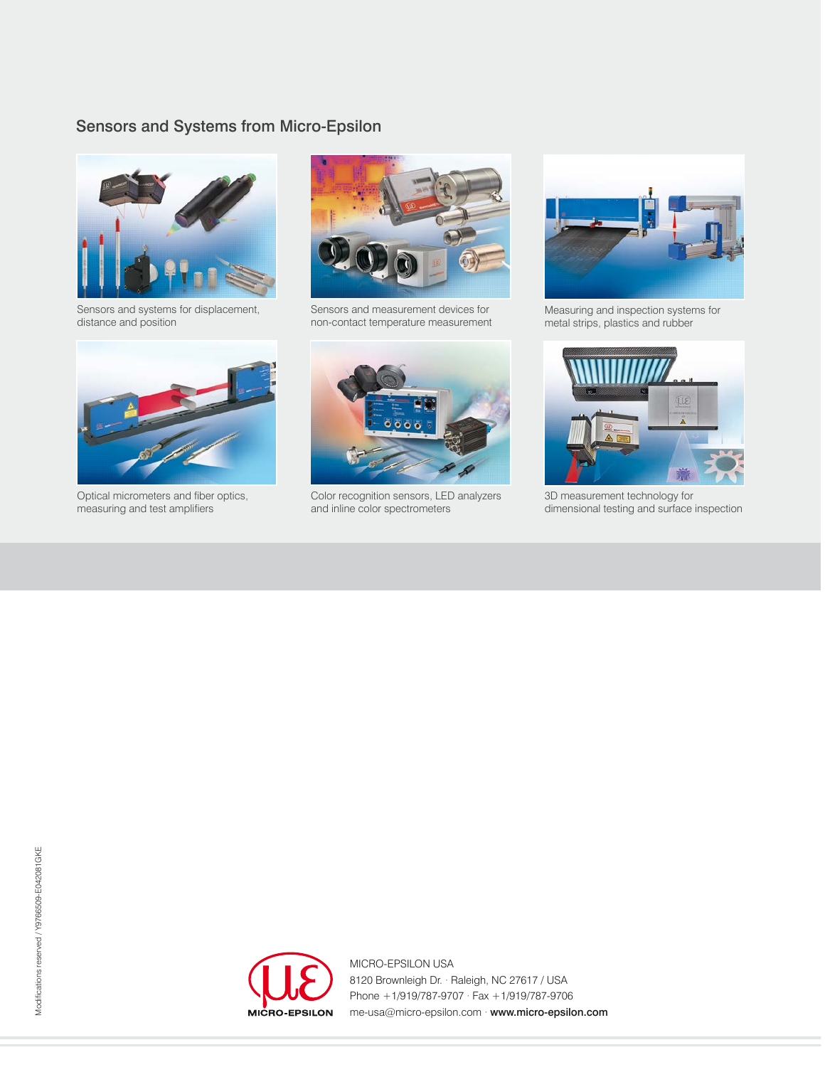## Sensors and Systems from Micro-Epsilon

Sensors and systems for displacement, distance and position

Sensors and measurement devices for non-contact temperature measurement

Measuring and inspection systems for metal strips, plastics and rubber

Optical micrometers and fiber optics, measuring and test amplifiers

Color recognition sensors, LED analyzers and inline color spectrometers

3D measurement technology for dimensional testing and surface inspection

Modifications reserved / Y9766509-E042081GKE

MICRO-EPSILON

MICRO-EPSILON USA
8120 Brownleigh Dr. · Raleigh, NC 27617 / USA
Phone +1/919/787-9707 · Fax +1/919/787-9706
me-usa@micro-epsilon.com · **www.micro-epsilon.com**